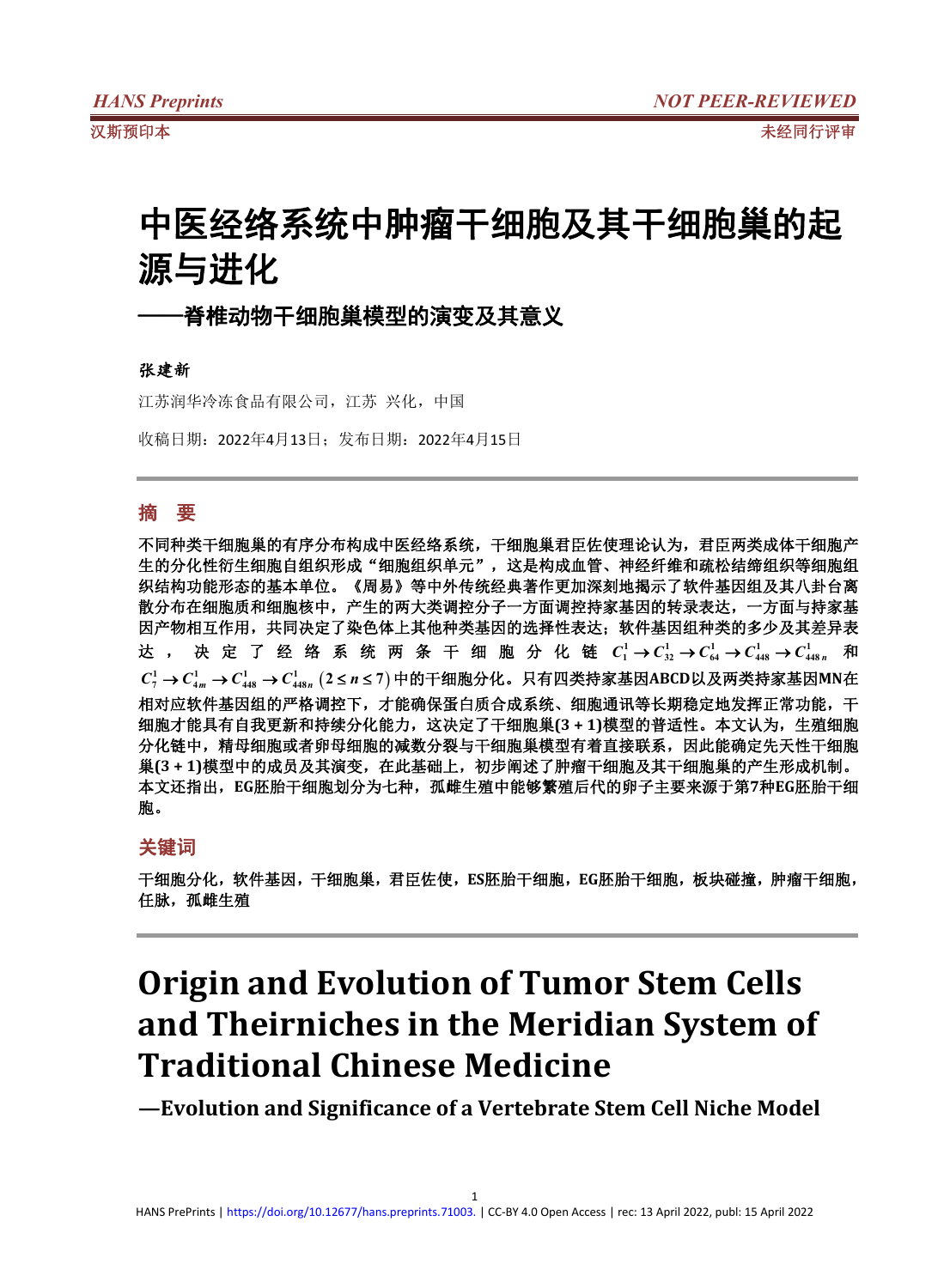# 中医经络系统中肿瘤干细胞及其干细胞巢的起源与进化

## ——脊椎动物干细胞巢模型的演变及其意义

**张建新**

江苏润华冷冻食品有限公司，江苏 兴化，中国

收稿日期：2022年4月13日；发布日期：2022年4月15日

## 摘　要

**不同种类干细胞巢的有序分布构成中医经络系统，干细胞巢君臣佐使理论认为，君臣两类成体干细胞产生的分化性衍生细胞自组织形成“细胞组织单元”，这是构成血管、神经纤维和疏松结缔组织等细胞组织结构功能形态的基本单位。《周易》等中外传统经典著作更加深刻地揭示了软件基因组及其八卦台离散分布在细胞质和细胞核中，产生的两大类调控分子一方面调控持家基因的转录表达，一方面与持家基因产物相互作用，共同决定了染色体上其他种类基因的选择性表达；软件基因组种类的多少及其差异表达，决定了经络系统两条干细胞分化链 $C_1^1 \to C_{32}^1 \to C_{64}^1 \to C_{448}^1 \to C_{448n}^1$ 和 $C_7^1 \to C_{4m}^1 \to C_{448}^1 \to C_{448n}^1$ $(2 \le n \le 7)$ 中的干细胞分化。只有四类持家基因ABCD以及两类持家基因MN在相对应软件基因组的严格调控下，才能确保蛋白质合成系统、细胞通讯等长期稳定地发挥正常功能，干细胞才能具有自我更新和持续分化能力，这决定了干细胞巢(3 + 1)模型的普适性。本文认为，生殖细胞分化链中，精母细胞或者卵母细胞的减数分裂与干细胞巢模型有着直接联系，因此能确定先天性干细胞巢(3 + 1)模型中的成员及其演变，在此基础上，初步阐述了肿瘤干细胞及其干细胞巢的产生形成机制。本文还指出，EG胚胎干细胞划分为七种，孤雌生殖中能够繁殖后代的卵子主要来源于第7种EG胚胎干细胞。**

## 关键词

**干细胞分化，软件基因，干细胞巢，君臣佐使，ES胚胎干细胞，EG胚胎干细胞，板块碰撞，肿瘤干细胞，任脉，孤雌生殖**

# Origin and Evolution of Tumor Stem Cells and Theirniches in the Meridian System of Traditional Chinese Medicine

## —Evolution and Significance of a Vertebrate Stem Cell Niche Model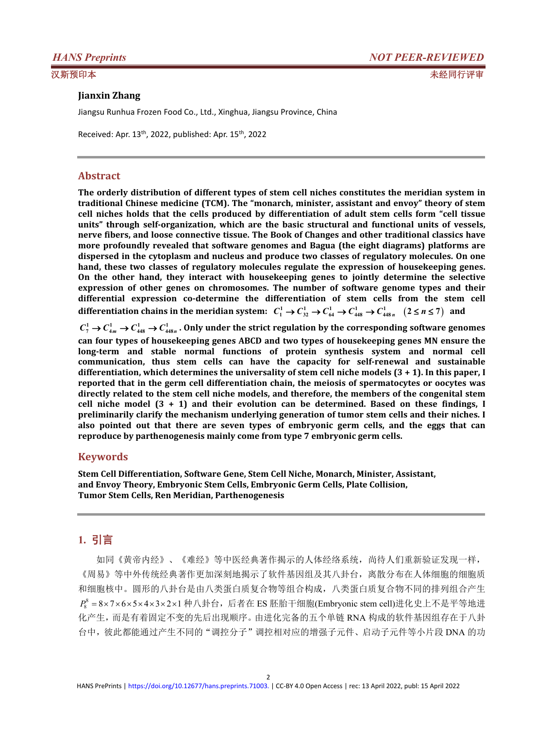**Jianxin Zhang**

Jiangsu Runhua Frozen Food Co., Ltd., Xinghua, Jiangsu Province, China

Received: Apr. 13th, 2022, published: Apr. 15th, 2022

## Abstract

**The orderly distribution of different types of stem cell niches constitutes the meridian system in traditional Chinese medicine (TCM). The "monarch, minister, assistant and envoy" theory of stem cell niches holds that the cells produced by differentiation of adult stem cells form "cell tissue units" through self-organization, which are the basic structural and functional units of vessels, nerve fibers, and loose connective tissue. The Book of Changes and other traditional classics have more profoundly revealed that software genomes and Bagua (the eight diagrams) platforms are dispersed in the cytoplasm and nucleus and produce two classes of regulatory molecules. On one hand, these two classes of regulatory molecules regulate the expression of housekeeping genes. On the other hand, they interact with housekeeping genes to jointly determine the selective expression of other genes on chromosomes. The number of software genome types and their differential expression co-determine the differentiation of stem cells from the stem cell differentiation chains in the meridian system: $C_1^1 \to C_{32}^1 \to C_{64}^1 \to C_{448}^1 \to C_{448n}^1 \quad (2 \le n \le 7)$ and $C_7^1 \to C_{4m}^1 \to C_{448}^1 \to C_{448n}^1$. Only under the strict regulation by the corresponding software genomes can four types of housekeeping genes ABCD and two types of housekeeping genes MN ensure the long-term and stable normal functions of protein synthesis system and normal cell communication, thus stem cells can have the capacity for self-renewal and sustainable differentiation, which determines the universality of stem cell niche models (3 + 1). In this paper, I reported that in the germ cell differentiation chain, the meiosis of spermatocytes or oocytes was directly related to the stem cell niche models, and therefore, the members of the congenital stem cell niche model (3 + 1) and their evolution can be determined. Based on these findings, I preliminarily clarify the mechanism underlying generation of tumor stem cells and their niches. I also pointed out that there are seven types of embryonic germ cells, and the eggs that can reproduce by parthenogenesis mainly come from type 7 embryonic germ cells.**

## Keywords

**Stem Cell Differentiation, Software Gene, Stem Cell Niche, Monarch, Minister, Assistant, and Envoy Theory, Embryonic Stem Cells, Embryonic Germ Cells, Plate Collision, Tumor Stem Cells, Ren Meridian, Parthenogenesis**

## 1. 引言

如同《黄帝内经》、《难经》等中医经典著作揭示的人体经络系统，尚待人们重新验证发现一样，《周易》等中外传统经典著作更加深刻地揭示了软件基因组及其八卦台，离散分布在人体细胞的细胞质和细胞核中。圆形的八卦台是由八类蛋白质复合物等组合构成，八类蛋白质复合物不同的排列组合产生 $P_8^8 = 8\times7\times6\times5\times4\times3\times2\times1$ 种八卦台，后者在 ES 胚胎干细胞(Embryonic stem cell)进化史上不是平等地进化产生，而是有着固定不变的先后出现顺序。由进化完备的五个单链 RNA 构成的软件基因组存在于八卦台中，彼此都能通过产生不同的“调控分子”调控相对应的增强子元件、启动子元件等小片段 DNA 的功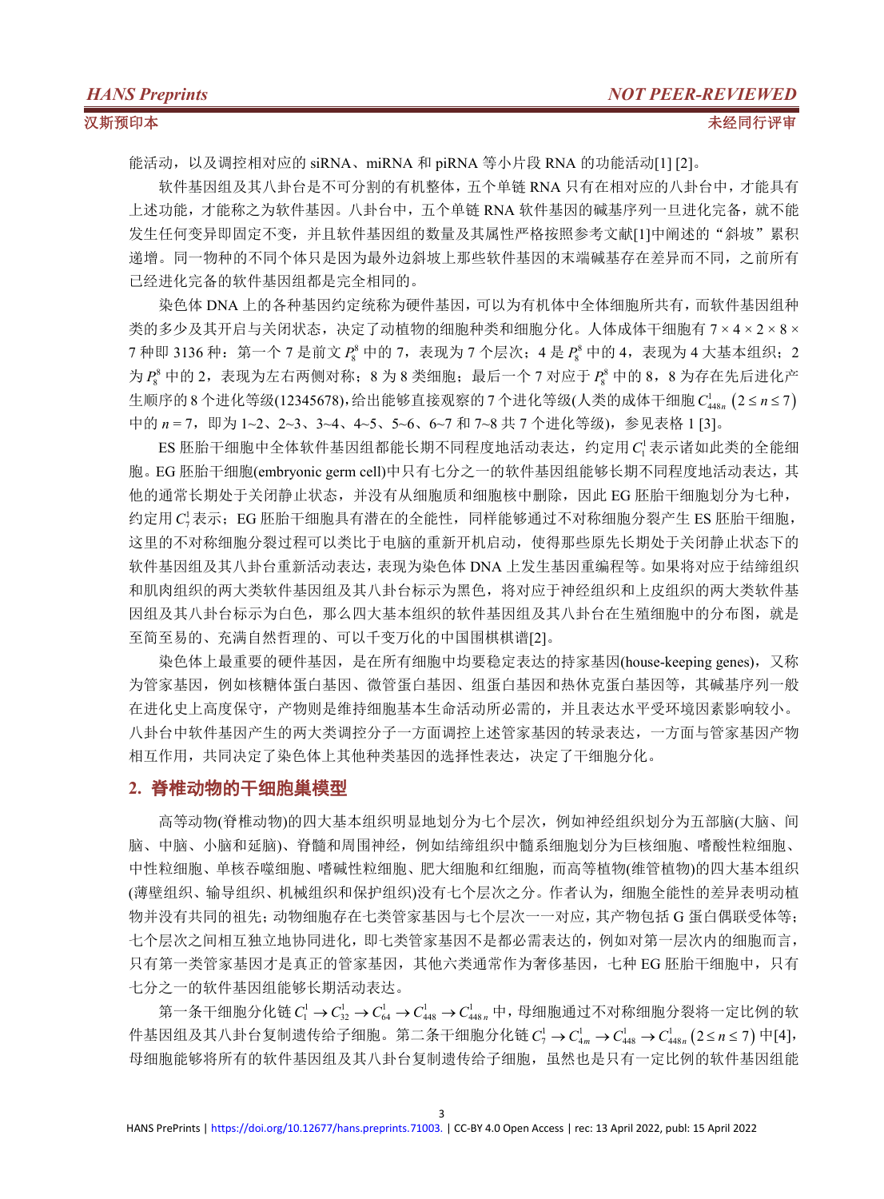能活动，以及调控相对应的 siRNA、miRNA 和 piRNA 等小片段 RNA 的功能活动[1] [2]。

软件基因组及其八卦台是不可分割的有机整体，五个单链 RNA 只有在相对应的八卦台中，才能具有上述功能，才能称之为软件基因。八卦台中，五个单链 RNA 软件基因的碱基序列一旦进化完备，就不能发生任何变异即固定不变，并且软件基因组的数量及其属性严格按照参考文献[1]中阐述的“斜坡”累积递增。同一物种的不同个体只是因为最外边斜坡上那些软件基因的末端碱基存在差异而不同，之前所有已经进化完备的软件基因组都是完全相同的。

染色体 DNA 上的各种基因约定统称为硬件基因，可以为有机体中全体细胞所共有，而软件基因组种类的多少及其开启与关闭状态，决定了动植物的细胞种类和细胞分化。人体成体干细胞有 7 × 4 × 2 × 8 × 7 种即 3136 种：第一个 7 是前文 $P_8^8$ 中的 7，表现为 7 个层次；4 是 $P_8^8$ 中的 4，表现为 4 大基本组织；2 为 $P_8^8$ 中的 2，表现为左右两侧对称；8 为 8 类细胞；最后一个 7 对应于 $P_8^8$ 中的 8，8 为存在先后进化产生顺序的 8 个进化等级(12345678)，给出能够直接观察的 7 个进化等级(人类的成体干细胞 $C_{448n}^1$ $(2 \le n \le 7)$ 中的 $n = 7$，即为 1~2、2~3、3~4、4~5、5~6、6~7 和 7~8 共 7 个进化等级)，参见表格 1 [3]。

ES 胚胎干细胞中全体软件基因组都能长期不同程度地活动表达，约定用 $C_1^1$ 表示诸如此类的全能细胞。EG 胚胎干细胞(embryonic germ cell)中只有七分之一的软件基因组能够长期不同程度地活动表达，其他的通常长期处于关闭静止状态，并没有从细胞质和细胞核中删除，因此 EG 胚胎干细胞划分为七种，约定用 $C_7^1$ 表示；EG 胚胎干细胞具有潜在的全能性，同样能够通过不对称细胞分裂产生 ES 胚胎干细胞，这里的不对称细胞分裂过程可以类比于电脑的重新开机启动，使得那些原先长期处于关闭静止状态下的软件基因组及其八卦台重新活动表达，表现为染色体 DNA 上发生基因重编程等。如果将对应于结缔组织和肌肉组织的两大类软件基因组及其八卦台标示为黑色，将对应于神经组织和上皮组织的两大类软件基因组及其八卦台标示为白色，那么四大基本组织的软件基因组及其八卦台在生殖细胞中的分布图，就是至简至易的、充满自然哲理的、可以千变万化的中国围棋棋谱[2]。

染色体上最重要的硬件基因，是在所有细胞中均要稳定表达的持家基因(house-keeping genes)，又称为管家基因，例如核糖体蛋白基因、微管蛋白基因、组蛋白基因和热休克蛋白基因等，其碱基序列一般在进化史上高度保守，产物则是维持细胞基本生命活动所必需的，并且表达水平受环境因素影响较小。八卦台中软件基因产生的两大类调控分子一方面调控上述管家基因的转录表达，一方面与管家基因产物相互作用，共同决定了染色体上其他种类基因的选择性表达，决定了干细胞分化。

## 2. 脊椎动物的干细胞巢模型

高等动物(脊椎动物)的四大基本组织明显地划分为七个层次，例如神经组织划分为五部脑(大脑、间脑、中脑、小脑和延脑)、脊髓和周围神经，例如结缔组织中髓系细胞划分为巨核细胞、嗜酸性粒细胞、中性粒细胞、单核吞噬细胞、嗜碱性粒细胞、肥大细胞和红细胞，而高等植物(维管植物)的四大基本组织(薄壁组织、输导组织、机械组织和保护组织)没有七个层次之分。作者认为，细胞全能性的差异表明动植物并没有共同的祖先；动物细胞存在七类管家基因与七个层次一一对应，其产物包括 G 蛋白偶联受体等；七个层次之间相互独立地协同进化，即七类管家基因不是都必需表达的，例如对第一层次内的细胞而言，只有第一类管家基因才是真正的管家基因，其他六类通常作为奢侈基因，七种 EG 胚胎干细胞中，只有七分之一的软件基因组能够长期活动表达。

第一条干细胞分化链 $C_1^1 \to C_{32}^1 \to C_{64}^1 \to C_{448}^1 \to C_{448n}^1$ 中，母细胞通过不对称细胞分裂将一定比例的软件基因组及其八卦台复制遗传给子细胞。第二条干细胞分化链 $C_7^1 \to C_{4m}^1 \to C_{448}^1 \to C_{448n}^1$ $(2 \le n \le 7)$ 中[4]，母细胞能够将所有的软件基因组及其八卦台复制遗传给子细胞，虽然也是只有一定比例的软件基因组能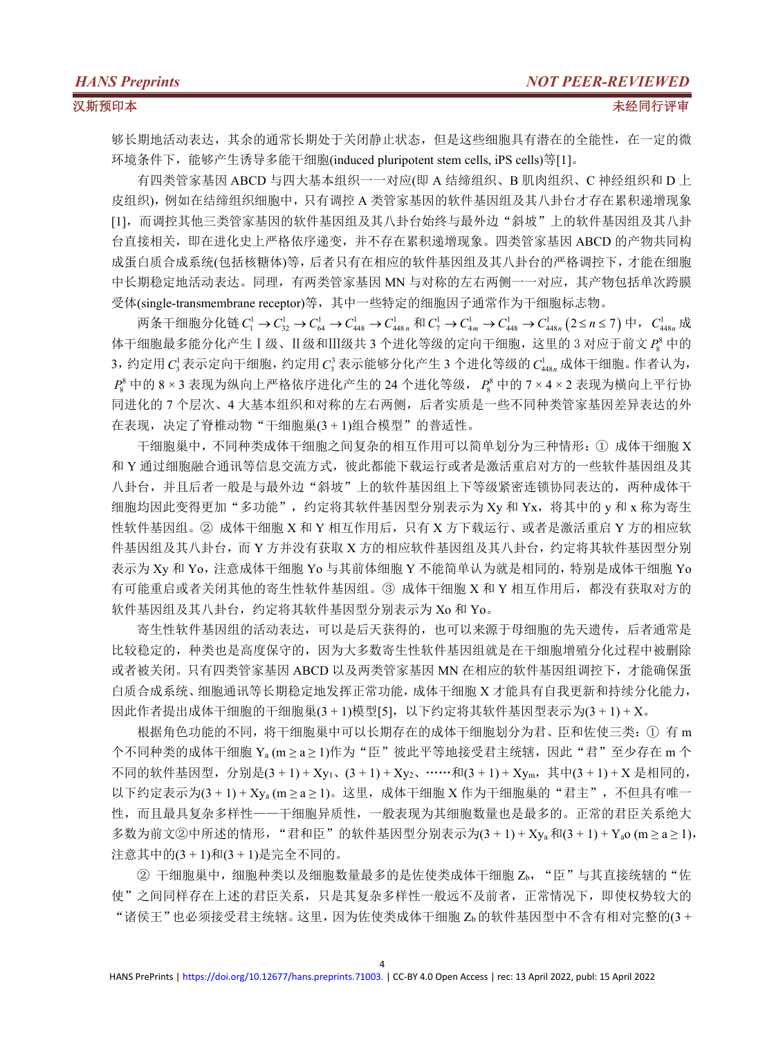够长期地活动表达，其余的通常长期处于关闭静止状态，但是这些细胞具有潜在的全能性，在一定的微环境条件下，能够产生诱导多能干细胞(induced pluripotent stem cells, iPS cells)等[1]。

有四类管家基因 ABCD 与四大基本组织一一对应(即 A 结缔组织、B 肌肉组织、C 神经组织和 D 上皮组织)，例如在结缔组织细胞中，只有调控 A 类管家基因的软件基因组及其八卦台才存在累积递增现象[1]，而调控其他三类管家基因的软件基因组及其八卦台始终与最外边“斜坡”上的软件基因组及其八卦台直接相关，即在进化史上严格依序递变，并不存在累积递增现象。四类管家基因 ABCD 的产物共同构成蛋白质合成系统(包括核糖体)等，后者只有在相应的软件基因组及其八卦台的严格调控下，才能在细胞中长期稳定地活动表达。同理，有两类管家基因 MN 与对称的左右两侧一一对应，其产物包括单次跨膜受体(single-transmembrane receptor)等，其中一些特定的细胞因子通常作为干细胞标志物。

两条干细胞分化链 $C_1^1 \to C_{32}^1 \to C_{64}^1 \to C_{448}^1 \to C_{448n}^1$ 和 $C_7^1 \to C_{4m}^1 \to C_{448}^1 \to C_{448n}^1 \left(2 \le n \le 7\right)$ 中，$C_{448n}^1$ 成体干细胞最多能分化产生Ⅰ级、Ⅱ级和Ⅲ级共 3 个进化等级的定向干细胞，这里的 3 对应于前文 $P_8^8$ 中的 3，约定用 $C_3^1$ 表示定向干细胞，约定用 $C_3^3$ 表示能够分化产生 3 个进化等级的 $C_{448n}^1$ 成体干细胞。作者认为，$P_8^8$ 中的 $8 \times 3$ 表现为纵向上严格依序进化产生的 24 个进化等级，$P_8^8$ 中的 $7 \times 4 \times 2$ 表现为横向上平行协同进化的 7 个层次、4 大基本组织和对称的左右两侧，后者实质是一些不同种类管家基因差异表达的外在表现，决定了脊椎动物“干细胞巢(3 + 1)组合模型”的普适性。

干细胞巢中，不同种类成体干细胞之间复杂的相互作用可以简单划分为三种情形：① 成体干细胞 X 和 Y 通过细胞融合通讯等信息交流方式，彼此都能下载运行或者是激活重启对方的一些软件基因组及其八卦台，并且后者一般是与最外边“斜坡”上的软件基因组上下等级紧密连锁协同表达的，两种成体干细胞均因此变得更加“多功能”，约定将其软件基因型分别表示为 Xy 和 Yx，将其中的 y 和 x 称为寄生性软件基因组。② 成体干细胞 X 和 Y 相互作用后，只有 X 方下载运行、或者是激活重启 Y 方的相应软件基因组及其八卦台，而 Y 方并没有获取 X 方的相应软件基因组及其八卦台，约定将其软件基因型分别表示为 Xy 和 Yo，注意成体干细胞 Yo 与其前体细胞 Y 不能简单认为就是相同的，特别是成体干细胞 Yo 有可能重启或者关闭其他的寄生性软件基因组。③ 成体干细胞 X 和 Y 相互作用后，都没有获取对方的软件基因组及其八卦台，约定将其软件基因型分别表示为 Xo 和 Yo。

寄生性软件基因组的活动表达，可以是后天获得的，也可以来源于母细胞的先天遗传，后者通常是比较稳定的，种类也是高度保守的，因为大多数寄生性软件基因组就是在干细胞增殖分化过程中被删除或者被关闭。只有四类管家基因 ABCD 以及两类管家基因 MN 在相应的软件基因组调控下，才能确保蛋白质合成系统、细胞通讯等长期稳定地发挥正常功能，成体干细胞 X 才能具有自我更新和持续分化能力，因此作者提出成体干细胞的干细胞巢(3 + 1)模型[5]，以下约定将其软件基因型表示为(3 + 1) + X。

根据角色功能的不同，将干细胞巢中可以长期存在的成体干细胞划分为君、臣和佐使三类：① 有 m 个不同种类的成体干细胞 $Y_a$ ($m \ge a \ge 1$)作为“臣”彼此平等地接受君主统辖，因此“君”至少存在 m 个不同的软件基因型，分别是(3 + 1) + $Xy_1$、(3 + 1) + $Xy_2$、……和(3 + 1) + $Xy_m$，其中(3 + 1) + X 是相同的，以下约定表示为(3 + 1) + $Xy_a$ ($m \ge a \ge 1$)。这里，成体干细胞 X 作为干细胞巢的“君主”，不但具有唯一性，而且最具复杂多样性——干细胞异质性，一般表现为其细胞数量也是最多的。正常的君臣关系绝大多数为前文②中所述的情形，“君和臣”的软件基因型分别表示为(3 + 1) + $Xy_a$ 和(3 + 1) + $Y_a$o ($m \ge a \ge 1$)，注意其中的(3 + 1)和(3 + 1)是完全不同的。

② 干细胞巢中，细胞种类以及细胞数量最多的是佐使类成体干细胞 $Z_b$，“臣”与其直接统辖的“佐使”之间同样存在上述的君臣关系，只是其复杂多样性一般远不及前者，正常情况下，即使权势较大的“诸侯王”也必须接受君主统辖。这里，因为佐使类成体干细胞 $Z_b$ 的软件基因型中不含有相对完整的(3 +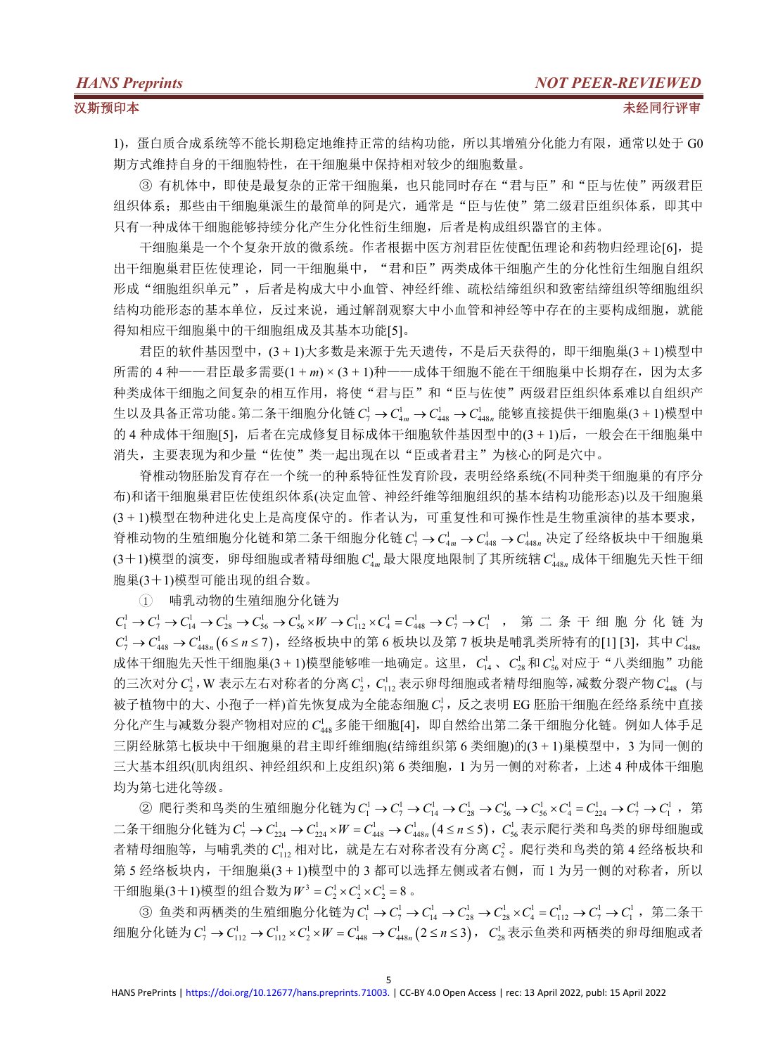1)，蛋白质合成系统等不能长期稳定地维持正常的结构功能，所以其增殖分化能力有限，通常以处于 G0 期方式维持自身的干细胞特性，在干细胞巢中保持相对较少的细胞数量。

③ 有机体中，即使是最复杂的正常干细胞巢，也只能同时存在“君与臣”和“臣与佐使”两级君臣组织体系；那些由干细胞巢派生的最简单的阿是穴，通常是“臣与佐使”第二级君臣组织体系，即其中只有一种成体干细胞能够持续分化产生分化性衍生细胞，后者是构成组织器官的主体。

干细胞巢是一个复杂开放的微系统。作者根据中医方剂君臣佐使配伍理论和药物归经理论[6]，提出干细胞巢君臣佐使理论，同一干细胞巢中，“君和臣”两类成体干细胞产生的分化性衍生细胞自组织形成“细胞组织单元”，后者是构成大中小血管、神经纤维、疏松结缔组织和致密结缔组织等细胞组织结构功能形态的基本单位，反过来说，通过解剖观察大中小血管和神经等中存在的主要构成细胞，就能得知相应干细胞巢中的干细胞组成及其基本功能[5]。

君臣的软件基因型中，$(3+1)$大多数是来源于先天遗传，不是后天获得的，即干细胞巢$(3+1)$模型中所需的 4 种——君臣最多需要$(1+m)\times(3+1)$种——成体干细胞不能在干细胞巢中长期存在，因为太多种类成体干细胞之间复杂的相互作用，将使“君与臣”和“臣与佐使”两级君臣组织体系难以自组织产生以及具备正常功能。第二条干细胞分化链 $C_7^1 \to C_{4m}^1 \to C_{448}^1 \to C_{448n}^1$ 能够直接提供干细胞巢$(3+1)$模型中的 4 种成体干细胞[5]，后者在完成修复目标成体干细胞软件基因型中的$(3+1)$后，一般会在干细胞巢中消失，主要表现为和少量“佐使”类一起出现在以“臣或者君主”为核心的阿是穴中。

脊椎动物胚胎发育存在一个统一的种系特征性发育阶段，表明经络系统(不同种类干细胞巢的有序分布)和诸干细胞巢君臣佐使组织体系(决定血管、神经纤维等细胞组织的基本结构功能形态)以及干细胞巢$(3+1)$模型在物种进化史上是高度保守的。作者认为，可重复性和可操作性是生物重演律的基本要求，脊椎动物的生殖细胞分化链和第二条干细胞分化链 $C_7^1 \to C_{4m}^1 \to C_{448}^1 \to C_{448n}^1$ 决定了经络板块中干细胞巢(3＋1)模型的演变，卵母细胞或者精母细胞 $C_{4m}^1$ 最大限度地限制了其所统辖 $C_{448n}^1$ 成体干细胞先天性干细胞巢(3＋1)模型可能出现的组合数。

① 哺乳动物的生殖细胞分化链为 $C_1^1 \to C_7^1 \to C_{14}^1 \to C_{28}^1 \to C_{56}^1 \to C_{56}^1 \times W \to C_{112}^1 \times C_4^1 = C_{448}^1 \to C_7^1 \to C_1^1$，第二条干细胞分化链为 $C_7^1 \to C_{448}^1 \to C_{448n}^1\,(6 \le n \le 7)$，经络板块中的第 6 板块以及第 7 板块是哺乳类所特有的[1] [3]，其中 $C_{448n}^1$ 成体干细胞先天性干细胞巢$(3+1)$模型能够唯一地确定。这里，$C_{14}^1$、$C_{28}^1$ 和 $C_{56}^1$ 对应于“八类细胞”功能的三次对分 $C_2^1$，W 表示左右对称者的分离 $C_2^1$，$C_{112}^1$ 表示卵母细胞或者精母细胞等，减数分裂产物 $C_{448}^1$ (与被子植物中的大、小孢子一样)首先恢复成为全能态细胞 $C_7^1$，反之表明 EG 胚胎干细胞在经络系统中直接分化产生与减数分裂产物相对应的 $C_{448}^1$ 多能干细胞[4]，即自然给出第二条干细胞分化链。例如人体手足三阴经脉第七板块中干细胞巢的君主即纤维细胞(结缔组织第 6 类细胞)的$(3+1)$巢模型中，3 为同一侧的三大基本组织(肌肉组织、神经组织和上皮组织)第 6 类细胞，1 为另一侧的对称者，上述 4 种成体干细胞均为第七进化等级。

② 爬行类和鸟类的生殖细胞分化链为 $C_1^1 \to C_7^1 \to C_{14}^1 \to C_{28}^1 \to C_{56}^1 \to C_{56}^1 \times C_4^1 = C_{224}^1 \to C_7^1 \to C_1^1$，第二条干细胞分化链为 $C_7^1 \to C_{224}^1 \to C_{224}^1 \times W = C_{448}^1 \to C_{448n}^1\,(4 \le n \le 5)$，$C_{56}^1$ 表示爬行类和鸟类的卵母细胞或者精母细胞等，与哺乳类的 $C_{112}^1$ 相对比，就是左右对称者没有分离 $C_2^2$。爬行类和鸟类的第 4 经络板块和第 5 经络板块内，干细胞巢$(3+1)$模型中的 3 都可以选择左侧或者右侧，而 1 为另一侧的对称者，所以干细胞巢(3＋1)模型的组合数为 $W^3 = C_2^1 \times C_2^1 \times C_2^1 = 8$。

③ 鱼类和两栖类的生殖细胞分化链为 $C_1^1 \to C_7^1 \to C_{14}^1 \to C_{28}^1 \to C_{28}^1 \times C_4^1 = C_{112}^1 \to C_7^1 \to C_1^1$，第二条干细胞分化链为 $C_7^1 \to C_{112}^1 \to C_{112}^1 \times C_2^1 \times W = C_{448}^1 \to C_{448n}^1\,(2 \le n \le 3)$，$C_{28}^1$ 表示鱼类和两栖类的卵母细胞或者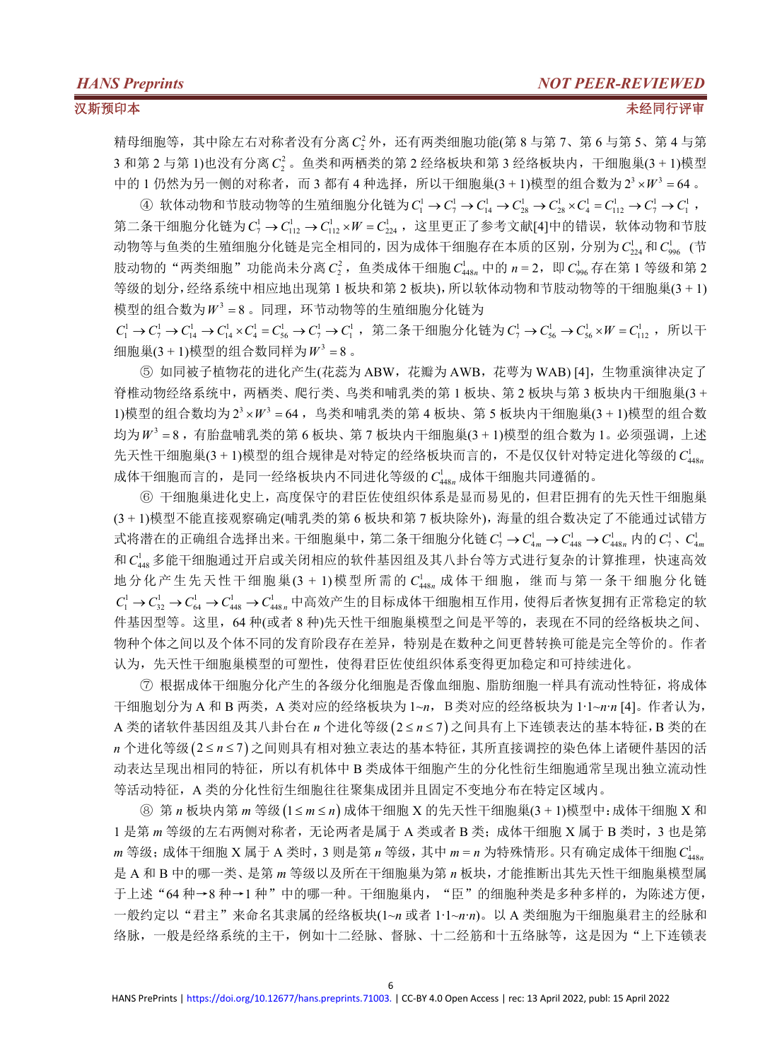精母细胞等，其中除左右对称者没有分离 $C_2^2$ 外，还有两类细胞功能(第 8 与第 7、第 6 与第 5、第 4 与第 3 和第 2 与第 1)也没有分离 $C_2^2$。鱼类和两栖类的第 2 经络板块和第 3 经络板块内，干细胞巢(3 + 1)模型中的 1 仍然为另一侧的对称者，而 3 都有 4 种选择，所以干细胞巢(3 + 1)模型的组合数为 $2^3 \times W^3 = 64$。

④ 软体动物和节肢动物等的生殖细胞分化链为 $C_1^1 \to C_7^1 \to C_{14}^1 \to C_{28}^1 \to C_{28}^1 \times C_4^1 = C_{112}^1 \to C_7^1 \to C_1^1$，第二条干细胞分化链为 $C_7^1 \to C_{112}^1 \to C_{112}^1 \times W = C_{224}^1$，这里更正了参考文献[4]中的错误，软体动物和节肢动物等与鱼类的生殖细胞分化链是完全相同的，因为成体干细胞存在本质的区别，分别为 $C_{224}^1$ 和 $C_{996}^1$ (节肢动物的“两类细胞”功能尚未分离 $C_2^2$，鱼类成体干细胞 $C_{448n}^1$ 中的 $n = 2$，即 $C_{996}^1$ 存在第 1 等级和第 2 等级的划分，经络系统中相应地出现第 1 板块和第 2 板块)，所以软体动物和节肢动物等的干细胞巢(3 + 1)模型的组合数为 $W^3 = 8$。同理，环节动物等的生殖细胞分化链为 $C_1^1 \to C_7^1 \to C_{14}^1 \to C_{14}^1 \times C_4^1 = C_{56}^1 \to C_7^1 \to C_1^1$，第二条干细胞分化链为 $C_7^1 \to C_{56}^1 \to C_{56}^1 \times W = C_{112}^1$，所以干细胞巢(3 + 1)模型的组合数同样为 $W^3 = 8$。

⑤ 如同被子植物花的进化产生(花蕊为 ABW，花瓣为 AWB，花萼为 WAB) [4]，生物重演律决定了脊椎动物经络系统中，两栖类、爬行类、鸟类和哺乳类的第 1 板块、第 2 板块与第 3 板块内干细胞巢(3 + 1)模型的组合数均为 $2^3 \times W^3 = 64$，鸟类和哺乳类的第 4 板块、第 5 板块内干细胞巢(3 + 1)模型的组合数均为 $W^3 = 8$，有胎盘哺乳类的第 6 板块、第 7 板块内干细胞巢(3 + 1)模型的组合数为 1。必须强调，上述先天性干细胞巢(3 + 1)模型的组合规律是对特定的经络板块而言的，不是仅仅针对特定进化等级的 $C_{448n}^1$ 成体干细胞而言的，是同一经络板块内不同进化等级的 $C_{448n}^1$ 成体干细胞共同遵循的。

⑥ 干细胞巢进化史上，高度保守的君臣佐使组织体系是显而易见的，但君臣拥有的先天性干细胞巢(3 + 1)模型不能直接观察确定(哺乳类的第 6 板块和第 7 板块除外)，海量的组合数决定了不能通过试错方式将潜在的正确组合选择出来。干细胞巢中，第二条干细胞分化链 $C_7^1 \to C_{4m}^1 \to C_{448}^1 \to C_{448n}^1$ 内的 $C_7^1$、$C_{4m}^1$ 和 $C_{448}^1$ 多能干细胞通过开启或关闭相应的软件基因组及其八卦台等方式进行复杂的计算推理，快速高效地分化产生先天性干细胞巢(3 + 1)模型所需的 $C_{448n}^1$ 成体干细胞，继而与第一条干细胞分化链 $C_1^1 \to C_{32}^1 \to C_{64}^1 \to C_{448}^1 \to C_{448n}^1$ 中高效产生的目标成体干细胞相互作用，使得后者恢复拥有正常稳定的软件基因型等。这里，64 种(或者 8 种)先天性干细胞巢模型之间是平等的，表现在不同的经络板块之间、物种个体之间以及个体不同的发育阶段存在差异，特别是在数种之间更替转换可能是完全等价的。作者认为，先天性干细胞巢模型的可塑性，使得君臣佐使组织体系变得更加稳定和可持续进化。

⑦ 根据成体干细胞分化产生的各级分化细胞是否像血细胞、脂肪细胞一样具有流动性特征，将成体干细胞划分为 A 和 B 两类，A 类对应的经络板块为 1~$n$，B 类对应的经络板块为 $1{\cdot}1$~$n{\cdot}n$ [4]。作者认为，A 类的诸软件基因组及其八卦台在 $n$ 个进化等级 $(2 \le n \le 7)$ 之间具有上下连锁表达的基本特征，B 类的在 $n$ 个进化等级 $(2 \le n \le 7)$ 之间则具有相对独立表达的基本特征，其所直接调控的染色体上诸硬件基因的活动表达呈现出相同的特征，所以有机体中 B 类成体干细胞产生的分化性衍生细胞通常呈现出独立流动性等活动特征，A 类的分化性衍生细胞往往聚集成团并且固定不变地分布在特定区域内。

⑧ 第 $n$ 板块内第 $m$ 等级 $(1 \le m \le n)$ 成体干细胞 X 的先天性干细胞巢(3 + 1)模型中：成体干细胞 X 和 1 是第 $m$ 等级的左右两侧对称者，无论两者是属于 A 类或者 B 类；成体干细胞 X 属于 B 类时，3 也是第 $m$ 等级；成体干细胞 X 属于 A 类时，3 则是第 $n$ 等级，其中 $m = n$ 为特殊情形。只有确定成体干细胞 $C_{448n}^1$ 是 A 和 B 中的哪一类、是第 $m$ 等级以及所在干细胞巢为第 $n$ 板块，才能推断出其先天性干细胞巢模型属于上述“64 种→8 种→1 种”中的哪一种。干细胞巢内，“臣”的细胞种类是多种多样的，为陈述方便，一般约定以“君主”来命名其隶属的经络板块(1~$n$ 或者 $1{\cdot}1$~$n{\cdot}n$)。以 A 类细胞为干细胞巢君主的经脉和络脉，一般是经络系统的主干，例如十二经脉、督脉、十二经筋和十五络脉等，这是因为“上下连锁表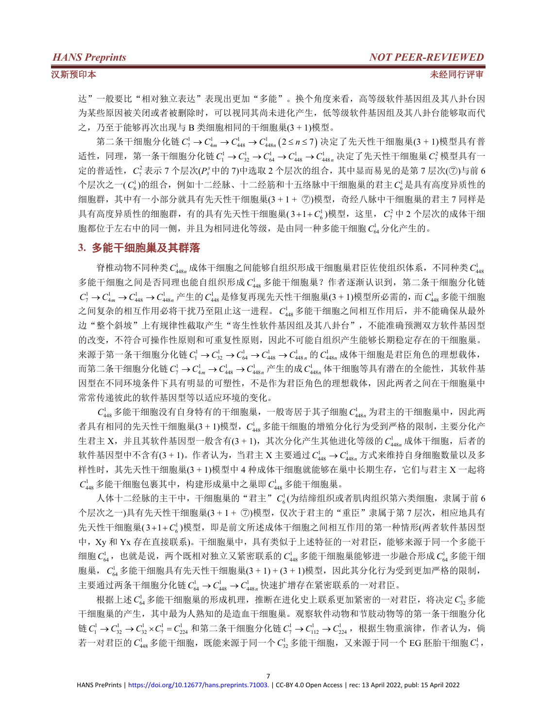达”一般要比“相对独立表达”表现出更加“多能”。换个角度来看，高等级软件基因组及其八卦台因为某些原因被关闭或者被删除时，可以视同其尚未进化产生，低等级软件基因组及其八卦台能够取而代之，乃至于能够再次出现与 B 类细胞相同的干细胞巢(3 + 1)模型。

第二条干细胞分化链 $C_7^1 \to C_{4m}^1 \to C_{448}^1 \to C_{448n}^1\ (2 \le n \le 7)$ 决定了先天性干细胞巢(3 + 1)模型具有普适性，同理，第一条干细胞分化链 $C_1^1 \to C_{32}^1 \to C_{64}^1 \to C_{448}^1 \to C_{448n}^1$ 决定了先天性干细胞巢 $C_7^2$ 模型具有一定的普适性，$C_7^2$ 表示 7 个层次($P_8^s$ 中的 7)中选取 2 个层次的组合，其中显而易见的是第 7 层次(⑦)与前 6 个层次之一($C_6^1$)的组合，例如十二经脉、十二经筋和十五络脉中干细胞巢的君主 $C_6^1$ 是具有高度异质性的细胞群，其中有一小部分就具有先天性干细胞巢(3 + 1 + ⑦)模型，奇经八脉中干细胞巢的君主 7 同样是具有高度异质性的细胞群，有的具有先天性干细胞巢($3+1+C_6^1$)模型，这里，$C_7^2$ 中 2 个层次的成体干细胞都位于左右中的同一侧，并且为相同进化等级，是由同一种多能干细胞 $C_{64}^1$ 分化产生的。

## 3. 多能干细胞巢及其群落

脊椎动物不同种类 $C_{448n}^1$ 成体干细胞之间能够自组织形成干细胞巢君臣佐使组织体系，不同种类 $C_{448}^1$ 多能干细胞之间是否同理也能自组织形成 $C_{448}^1$ 多能干细胞巢？作者逐渐认识到，第二条干细胞分化链 $C_7^1 \to C_{4m}^1 \to C_{448}^1 \to C_{448n}^1$ 产生的 $C_{448}^1$ 是修复再现先天性干细胞巢(3 + 1)模型所必需的，而 $C_{448}^1$ 多能干细胞之间复杂的相互作用必将干扰乃至阻止这一进程。$C_{448}^1$ 多能干细胞之间相互作用后，并不能确保从最外边“整个斜坡”上有规律性截取产生“寄生性软件基因组及其八卦台”，不能准确预测双方软件基因型的改变，不符合可操作性原则和可重复性原则，因此不可能自组织产生能够长期稳定存在的干细胞巢。来源于第一条干细胞分化链 $C_1^1 \to C_{32}^1 \to C_{64}^1 \to C_{448}^1 \to C_{448n}^1$ 的 $C_{448n}^1$ 成体干细胞是君臣角色的理想载体，而第二条干细胞分化链 $C_7^1 \to C_{4m}^1 \to C_{448}^1 \to C_{448n}^1$ 产生的成 $C_{448n}^1$ 体干细胞等具有潜在的全能性，其软件基因型在不同环境条件下具有明显的可塑性，不是作为君臣角色的理想载体，因此两者之间在干细胞巢中常常传递彼此的软件基因型等以适应环境的变化。

$C_{448}^1$ 多能干细胞没有自身特有的干细胞巢，一般寄居于其子细胞 $C_{448n}^1$ 为君主的干细胞巢中，因此两者具有相同的先天性干细胞巢(3 + 1)模型，$C_{448}^1$ 多能干细胞的增殖分化行为受到严格的限制，主要分化产生君主 X，并且其软件基因型一般含有(3 + 1)，其次分化产生其他进化等级的 $C_{448n}^1$ 成体干细胞，后者的软件基因型中不含有(3 + 1)。作者认为，当君主 X 主要通过 $C_{448}^1 \to C_{448n}^1$ 方式来维持自身细胞数量以及多样性时，其先天性干细胞巢(3 + 1)模型中 4 种成体干细胞就能够在巢中长期生存，它们与君主 X 一起将 $C_{448}^1$ 多能干细胞包裹其中，构建形成巢中之巢即 $C_{448}^1$ 多能干细胞巢。

人体十二经脉的主干中，干细胞巢的“君主”$C_6^1$(为结缔组织或者肌肉组织第六类细胞，隶属于前 6 个层次之一)具有先天性干细胞巢(3 + 1 + ⑦)模型，仅次于君主的“重臣”隶属于第 7 层次，相应地具有先天性干细胞巢($3+1+C_6^1$)模型，即是前文所述成体干细胞之间相互作用的第一种情形(两者软件基因型中，Xy 和 Yx 存在直接联系)。干细胞巢中，具有类似于上述特征的一对君臣，能够来源于同一个多能干细胞 $C_{64}^1$，也就是说，两个既相对独立又紧密联系的 $C_{448}^1$ 多能干细胞巢能够进一步融合形成 $C_{64}^1$ 多能干细胞巢，$C_{64}^1$ 多能干细胞具有先天性干细胞巢(3 + 1) + (3 + 1)模型，因此其分化行为受到更加严格的限制，主要通过两条干细胞分化链 $C_{64}^1 \to C_{448}^1 \to C_{448n}^1$ 快速扩增存在紧密联系的一对君臣。

根据上述 $C_{64}^1$ 多能干细胞巢的形成机理，推断在进化史上联系更加紧密的一对君臣，将决定 $C_{32}^1$ 多能干细胞巢的产生，其中最为人熟知的是造血干细胞巢。观察软件动物和节肢动物等的第一条干细胞分化链 $C_1^1 \to C_{32}^1 \to C_{32}^1 \times C_7^1 = C_{224}^1$ 和第二条干细胞分化链 $C_7^1 \to C_{112}^1 \to C_{224}^1$，根据生物重演律，作者认为，倘若一对君臣的 $C_{448}^1$ 多能干细胞，既能来源于同一个 $C_{32}^1$ 多能干细胞，又来源于同一个 EG 胚胎干细胞 $C_7^1$，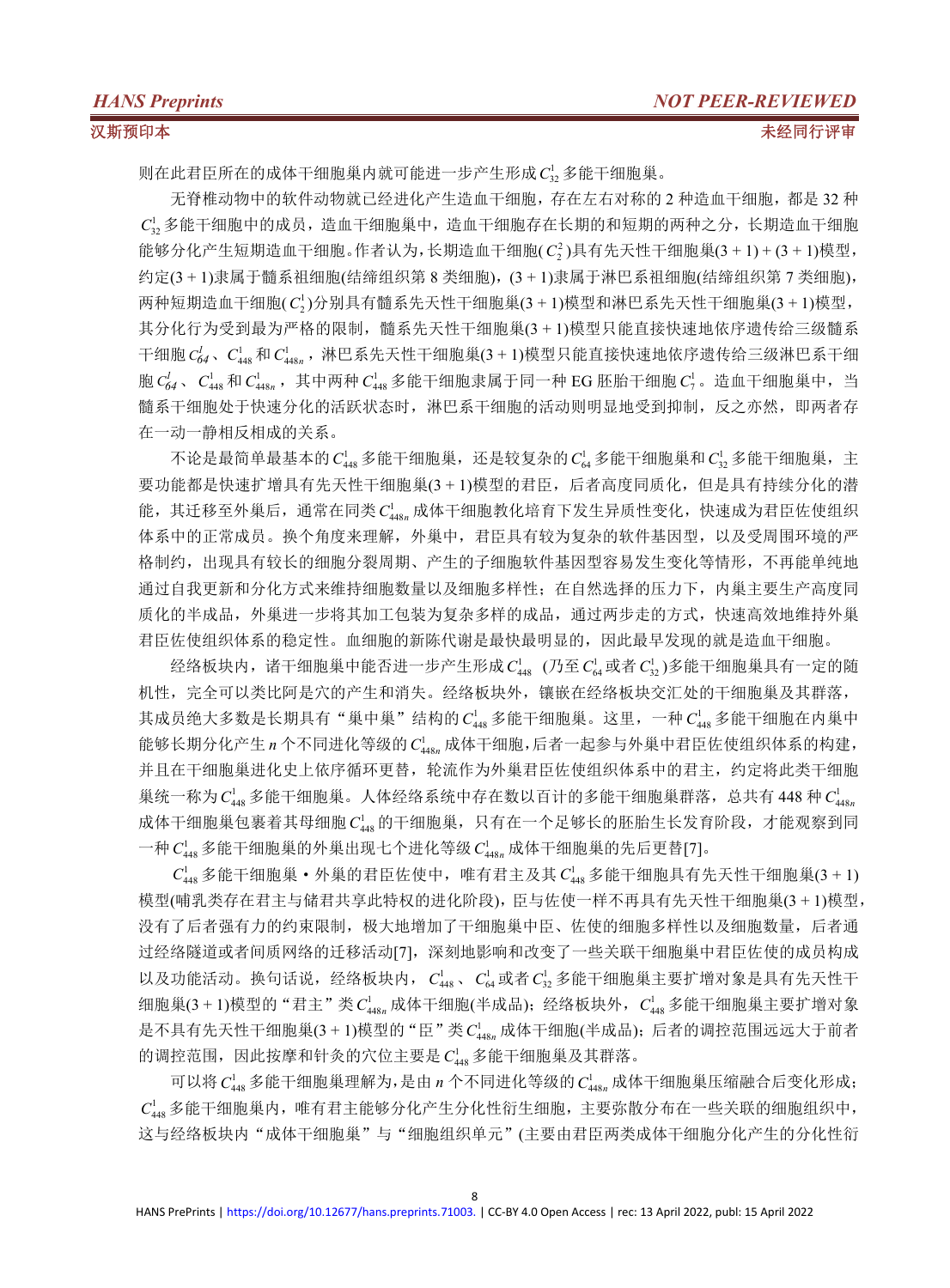则在此君臣所在的成体干细胞巢内就可能进一步产生形成 $C_{32}^{1}$ 多能干细胞巢。

无脊椎动物中的软件动物就已经进化产生造血干细胞，存在左右对称的 2 种造血干细胞，都是 32 种 $C_{32}^{1}$ 多能干细胞中的成员，造血干细胞巢中，造血干细胞存在长期的和短期的两种之分，长期造血干细胞能够分化产生短期造血干细胞。作者认为，长期造血干细胞($C_{2}^{2}$)具有先天性干细胞巢(3 + 1) + (3 + 1)模型，约定(3 + 1)隶属于髓系祖细胞(结缔组织第 8 类细胞)，(3 + 1)隶属于淋巴系祖细胞(结缔组织第 7 类细胞)，两种短期造血干细胞($C_{2}^{1}$)分别具有髓系先天性干细胞巢(3 + 1)模型和淋巴系先天性干细胞巢(3 + 1)模型，其分化行为受到最为严格的限制，髓系先天性干细胞巢(3 + 1)模型只能直接快速地依序遗传给三级髓系干细胞 $C_{64}^{l}$、$C_{448}^{1}$ 和 $C_{448n}^{1}$，淋巴系先天性干细胞巢(3 + 1)模型只能直接快速地依序遗传给三级淋巴系干细胞 $C_{64}^{l}$、$C_{448}^{1}$ 和 $C_{448n}^{1}$，其中两种 $C_{448}^{1}$ 多能干细胞隶属于同一种 EG 胚胎干细胞 $C_{7}^{1}$。造血干细胞巢中，当髓系干细胞处于快速分化的活跃状态时，淋巴系干细胞的活动则明显地受到抑制，反之亦然，即两者存在一动一静相反相成的关系。

不论是最简单最基本的 $C_{448}^{1}$ 多能干细胞巢，还是较复杂的 $C_{64}^{1}$ 多能干细胞巢和 $C_{32}^{1}$ 多能干细胞巢，主要功能都是快速扩增具有先天性干细胞巢(3 + 1)模型的君臣，后者高度同质化，但是具有持续分化的潜能，其迁移至外巢后，通常在同类 $C_{448n}^{1}$ 成体干细胞教化培育下发生异质性变化，快速成为君臣佐使组织体系中的正常成员。换个角度来理解，外巢中，君臣具有较为复杂的软件基因型，以及受周围环境的严格制约，出现具有较长的细胞分裂周期、产生的子细胞软件基因型容易发生变化等情形，不再能单纯地通过自我更新和分化方式来维持细胞数量以及细胞多样性；在自然选择的压力下，内巢主要生产高度同质化的半成品，外巢进一步将其加工包装为复杂多样的成品，通过两步走的方式，快速高效地维持外巢君臣佐使组织体系的稳定性。血细胞的新陈代谢是最快最明显的，因此最早发现的就是造血干细胞。

经络板块内，诸干细胞巢中能否进一步产生形成 $C_{448}^{1}$ (乃至 $C_{64}^{1}$ 或者 $C_{32}^{1}$)多能干细胞巢具有一定的随机性，完全可以类比阿是穴的产生和消失。经络板块外，镶嵌在经络板块交汇处的干细胞巢及其群落，其成员绝大多数是长期具有“巢中巢”结构的 $C_{448}^{1}$ 多能干细胞巢。这里，一种 $C_{448}^{1}$ 多能干细胞在内巢中能够长期分化产生 $n$ 个不同进化等级的 $C_{448n}^{1}$ 成体干细胞，后者一起参与外巢中君臣佐使组织体系的构建，并且在干细胞巢进化史上依序循环更替，轮流作为外巢君臣佐使组织体系中的君主，约定将此类干细胞巢统一称为 $C_{448}^{1}$ 多能干细胞巢。人体经络系统中存在数以百计的多能干细胞巢群落，总共有 448 种 $C_{448n}^{1}$ 成体干细胞巢包裹着其母细胞 $C_{448}^{1}$ 的干细胞巢，只有在一个足够长的胚胎生长发育阶段，才能观察到同一种 $C_{448}^{1}$ 多能干细胞巢的外巢出现七个进化等级 $C_{448n}^{1}$ 成体干细胞巢的先后更替[7]。

$C_{448}^{1}$ 多能干细胞巢・外巢的君臣佐使中，唯有君主及其 $C_{448}^{1}$ 多能干细胞具有先天性干细胞巢(3 + 1)模型(哺乳类存在君主与储君共享此特权的进化阶段)，臣与佐使一样不再具有先天性干细胞巢(3 + 1)模型，没有了后者强有力的约束限制，极大地增加了干细胞巢中臣、佐使的细胞多样性以及细胞数量，后者通过经络隧道或者间质网络的迁移活动[7]，深刻地影响和改变了一些关联干细胞巢中君臣佐使的成员构成以及功能活动。换句话说，经络板块内，$C_{448}^{1}$、$C_{64}^{1}$ 或者 $C_{32}^{1}$ 多能干细胞巢主要扩增对象是具有先天性干细胞巢(3 + 1)模型的“君主”类 $C_{448n}^{1}$ 成体干细胞(半成品)；经络板块外，$C_{448}^{1}$ 多能干细胞巢主要扩增对象是不具有先天性干细胞巢(3 + 1)模型的“臣”类 $C_{448n}^{1}$ 成体干细胞(半成品)；后者的调控范围远远大于前者的调控范围，因此按摩和针灸的穴位主要是 $C_{448}^{1}$ 多能干细胞巢及其群落。

可以将 $C_{448}^{1}$ 多能干细胞巢理解为，是由 $n$ 个不同进化等级的 $C_{448n}^{1}$ 成体干细胞巢压缩融合后变化形成；$C_{448}^{1}$ 多能干细胞巢内，唯有君主能够分化产生分化性衍生细胞，主要弥散分布在一些关联的细胞组织中，这与经络板块内“成体干细胞巢”与“细胞组织单元”(主要由君臣两类成体干细胞分化产生的分化性衍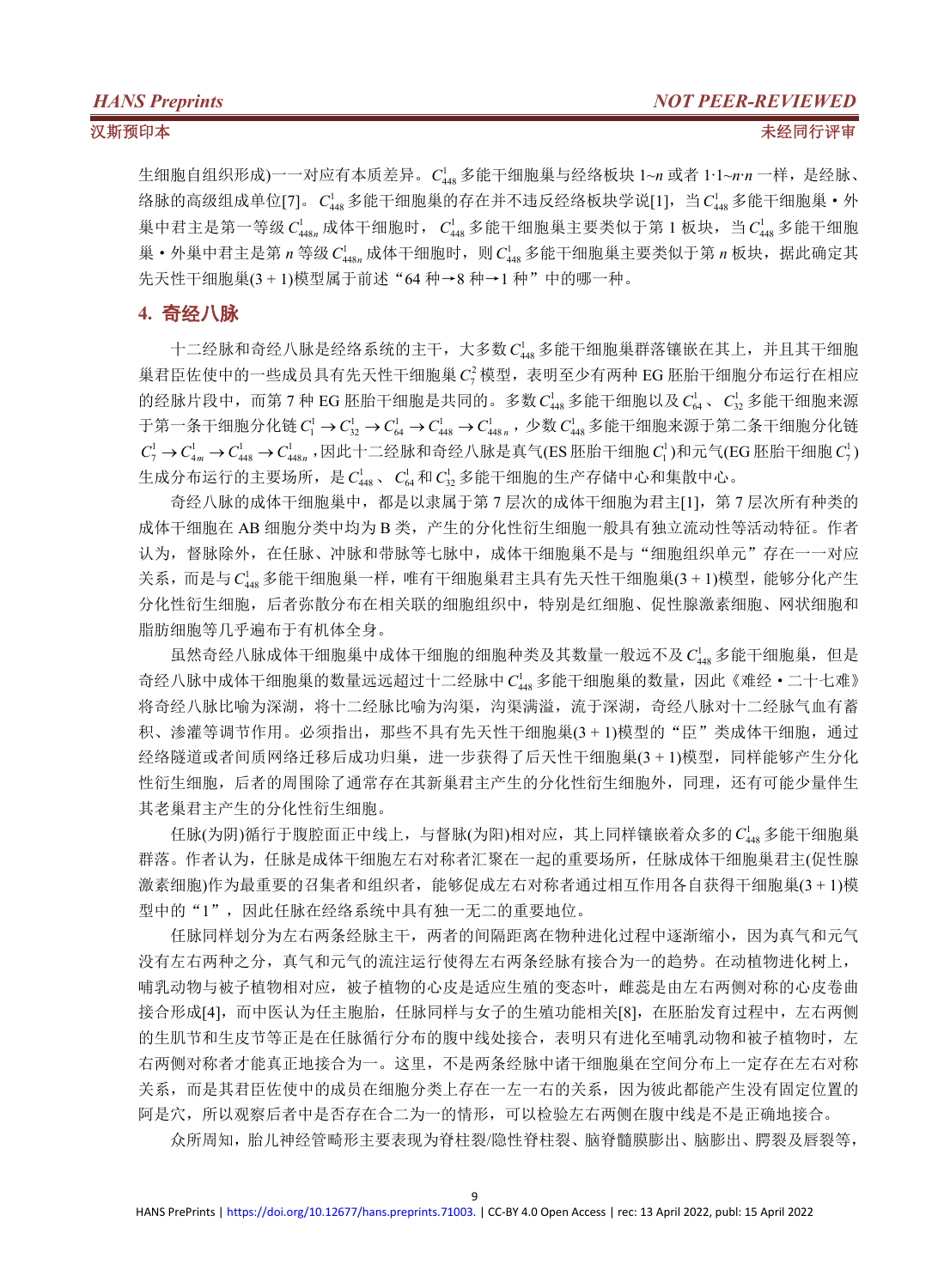生细胞自组织形成)一一对应有本质差异。$C_{448}^{1}$ 多能干细胞巢与经络板块 1~*n* 或者 1·1~*n*·*n* 一样，是经脉、络脉的高级组成单位[7]。$C_{448}^{1}$ 多能干细胞巢的存在并不违反经络板块学说[1]，当 $C_{448}^{1}$ 多能干细胞巢 • 外巢中君主是第一等级 $C_{448n}^{1}$ 成体干细胞时，$C_{448}^{1}$ 多能干细胞巢主要类似于第 1 板块，当 $C_{448}^{1}$ 多能干细胞巢 • 外巢中君主是第 *n* 等级 $C_{448n}^{1}$ 成体干细胞时，则 $C_{448}^{1}$ 多能干细胞巢主要类似于第 *n* 板块，据此确定其先天性干细胞巢(3 + 1)模型属于前述"64 种→8 种→1 种"中的哪一种。

## 4. 奇经八脉

十二经脉和奇经八脉是经络系统的主干，大多数 $C_{448}^{1}$ 多能干细胞巢群落镶嵌在其上，并且其干细胞巢君臣佐使中的一些成员具有先天性干细胞巢 $C_{7}^{2}$ 模型，表明至少有两种 EG 胚胎干细胞分布运行在相应的经脉片段中，而第 7 种 EG 胚胎干细胞是共同的。多数 $C_{448}^{1}$ 多能干细胞以及 $C_{64}^{1}$、$C_{32}^{1}$ 多能干细胞来源于第一条干细胞分化链 $C_{1}^{1} \rightarrow C_{32}^{1} \rightarrow C_{64}^{1} \rightarrow C_{448}^{1} \rightarrow C_{448n}^{1}$，少数 $C_{448}^{1}$ 多能干细胞来源于第二条干细胞分化链 $C_{7}^{1} \rightarrow C_{4m}^{1} \rightarrow C_{448}^{1} \rightarrow C_{448n}^{1}$，因此十二经脉和奇经八脉是真气(ES 胚胎干细胞 $C_{1}^{1}$)和元气(EG 胚胎干细胞 $C_{7}^{1}$)生成分布运行的主要场所，是 $C_{448}^{1}$、$C_{64}^{1}$ 和 $C_{32}^{1}$ 多能干细胞的生产存储中心和集散中心。

奇经八脉的成体干细胞巢中，都是以隶属于第 7 层次的成体干细胞为君主[1]，第 7 层次所有种类的成体干细胞在 AB 细胞分类中均为 B 类，产生的分化性衍生细胞一般具有独立流动性等活动特征。作者认为，督脉除外，在任脉、冲脉和带脉等七脉中，成体干细胞巢不是与"细胞组织单元"存在一一对应关系，而是与 $C_{448}^{1}$ 多能干细胞巢一样，唯有干细胞巢君主具有先天性干细胞巢(3 + 1)模型，能够分化产生分化性衍生细胞，后者弥散分布在相关联的细胞组织中，特别是红细胞、促性腺激素细胞、网状细胞和脂肪细胞等几乎遍布于有机体全身。

虽然奇经八脉成体干细胞巢中成体干细胞的细胞种类及其数量一般远不及 $C_{448}^{1}$ 多能干细胞巢，但是奇经八脉中成体干细胞巢的数量远远超过十二经脉中 $C_{448}^{1}$ 多能干细胞巢的数量，因此《难经 • 二十七难》将奇经八脉比喻为深湖，将十二经脉比喻为沟渠，沟渠满溢，流于深湖，奇经八脉对十二经脉气血有蓄积、渗灌等调节作用。必须指出，那些不具有先天性干细胞巢(3 + 1)模型的"臣"类成体干细胞，通过经络隧道或者间质网络迁移后成功归巢，进一步获得了后天性干细胞巢(3 + 1)模型，同样能够产生分化性衍生细胞，后者的周围除了通常存在其新巢君主产生的分化性衍生细胞外，同理，还有可能少量伴生其老巢君主产生的分化性衍生细胞。

任脉(为阴)循行于腹腔面正中线上，与督脉(为阳)相对应，其上同样镶嵌着众多的 $C_{448}^{1}$ 多能干细胞巢群落。作者认为，任脉是成体干细胞左右对称者汇聚在一起的重要场所，任脉成体干细胞巢君主(促性腺激素细胞)作为最重要的召集者和组织者，能够促成左右对称者通过相互作用各自获得干细胞巢(3 + 1)模型中的"1"，因此任脉在经络系统中具有独一无二的重要地位。

任脉同样划分为左右两条经脉主干，两者的间隔距离在物种进化过程中逐渐缩小，因为真气和元气没有左右两种之分，真气和元气的流注运行使得左右两条经脉有接合为一的趋势。在动植物进化树上，哺乳动物与被子植物相对应，被子植物的心皮是适应生殖的变态叶，雌蕊是由左右两侧对称的心皮卷曲接合形成[4]，而中医认为任主胞胎，任脉同样与女子的生殖功能相关[8]，在胚胎发育过程中，左右两侧的生肌节和生皮节等正是在任脉循行分布的腹中线处接合，表明只有进化至哺乳动物和被子植物时，左右两侧对称者才能真正地接合为一。这里，不是两条经脉中诸干细胞巢在空间分布上一定存在左右对称关系，而是其君臣佐使中的成员在细胞分类上存在一左一右的关系，因为彼此都能产生没有固定位置的阿是穴，所以观察后者中是否存在合二为一的情形，可以检验左右两侧在腹中线是不是正确地接合。

众所周知，胎儿神经管畸形主要表现为脊柱裂/隐性脊柱裂、脑脊髓膜膨出、脑膨出、腭裂及唇裂等，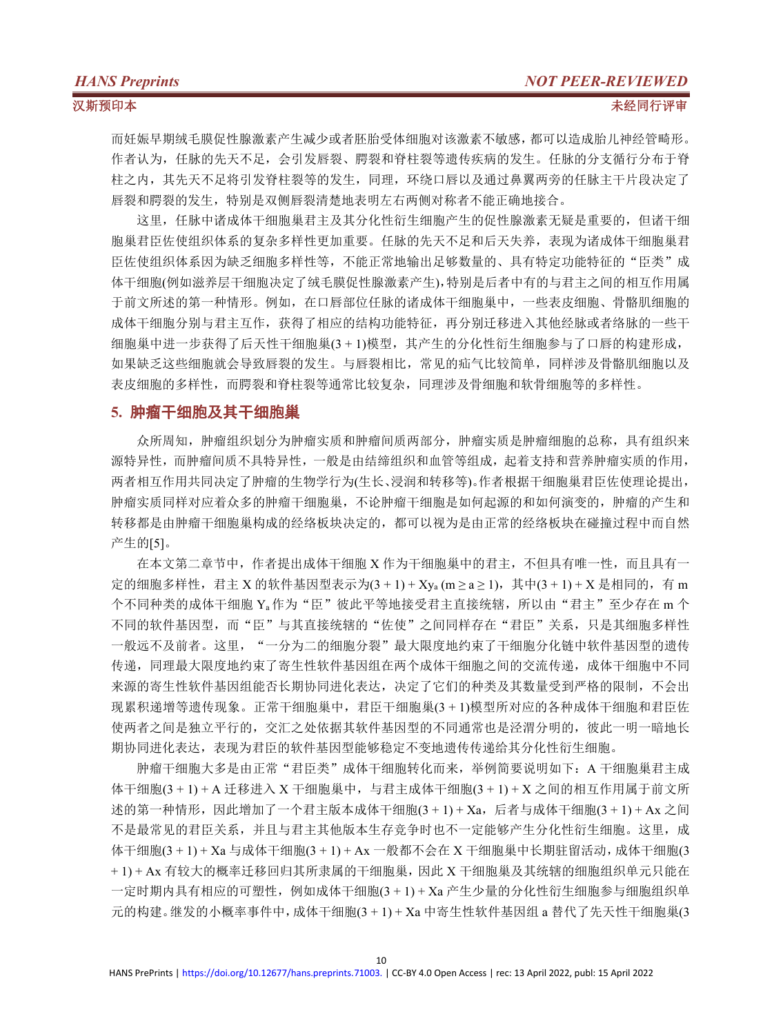而妊娠早期绒毛膜促性腺激素产生减少或者胚胎受体细胞对该激素不敏感，都可以造成胎儿神经管畸形。作者认为，任脉的先天不足，会引发唇裂、腭裂和脊柱裂等遗传疾病的发生。任脉的分支循行分布于脊柱之内，其先天不足将引发脊柱裂等的发生，同理，环绕口唇以及通过鼻翼两旁的任脉主干片段决定了唇裂和腭裂的发生，特别是双侧唇裂清楚地表明左右两侧对称者不能正确地接合。

这里，任脉中诸成体干细胞巢君主及其分化性衍生细胞产生的促性腺激素无疑是重要的，但诸干细胞巢君臣佐使组织体系的复杂多样性更加重要。任脉的先天不足和后天失养，表现为诸成体干细胞巢君臣佐使组织体系因为缺乏细胞多样性等，不能正常地输出足够数量的、具有特定功能特征的“臣类”成体干细胞(例如滋养层干细胞决定了绒毛膜促性腺激素产生)，特别是后者中有的与君主之间的相互作用属于前文所述的第一种情形。例如，在口唇部位任脉的诸成体干细胞巢中，一些表皮细胞、骨骼肌细胞的成体干细胞分别与君主互作，获得了相应的结构功能特征，再分别迁移进入其他经脉或者络脉的一些干细胞巢中进一步获得了后天性干细胞巢(3 + 1)模型，其产生的分化性衍生细胞参与了口唇的构建形成，如果缺乏这些细胞就会导致唇裂的发生。与唇裂相比，常见的疝气比较简单，同样涉及骨骼肌细胞以及表皮细胞的多样性，而腭裂和脊柱裂等通常比较复杂，同理涉及骨细胞和软骨细胞等的多样性。

## 5. 肿瘤干细胞及其干细胞巢

众所周知，肿瘤组织划分为肿瘤实质和肿瘤间质两部分，肿瘤实质是肿瘤细胞的总称，具有组织来源特异性，而肿瘤间质不具特异性，一般是由结缔组织和血管等组成，起着支持和营养肿瘤实质的作用，两者相互作用共同决定了肿瘤的生物学行为(生长、浸润和转移等)。作者根据干细胞巢君臣佐使理论提出，肿瘤实质同样对应着众多的肿瘤干细胞巢，不论肿瘤干细胞是如何起源的和如何演变的，肿瘤的产生和转移都是由肿瘤干细胞巢构成的经络板块决定的，都可以视为是由正常的经络板块在碰撞过程中而自然产生的[5]。

在本文第二章节中，作者提出成体干细胞 X 作为干细胞巢中的君主，不但具有唯一性，而且具有一定的细胞多样性，君主 X 的软件基因型表示为$(3 + 1) + XY_a$ $(m \geq a \geq 1)$，其中$(3 + 1) + X$ 是相同的，有 m 个不同种类的成体干细胞 $Y_a$ 作为“臣”彼此平等地接受君主直接统辖，所以由“君主”至少存在 m 个不同的软件基因型，而“臣”与其直接统辖的“佐使”之间同样存在“君臣”关系，只是其细胞多样性一般远不及前者。这里，“一分为二的细胞分裂”最大限度地约束了干细胞分化链中软件基因型的遗传传递，同理最大限度地约束了寄生性软件基因组在两个成体干细胞之间的交流传递，成体干细胞中不同来源的寄生性软件基因组能否长期协同进化表达，决定了它们的种类及其数量受到严格的限制，不会出现累积递增等遗传现象。正常干细胞巢中，君臣干细胞巢(3 + 1)模型所对应的各种成体干细胞和君臣佐使两者之间是独立平行的，交汇之处依据其软件基因型的不同通常也是泾渭分明的，彼此一明一暗地长期协同进化表达，表现为君臣的软件基因型能够稳定不变地遗传传递给其分化性衍生细胞。

肿瘤干细胞大多是由正常“君臣类”成体干细胞转化而来，举例简要说明如下：A 干细胞巢君主成体干细胞(3 + 1) + A 迁移进入 X 干细胞巢中，与君主成体干细胞(3 + 1) + X 之间的相互作用属于前文所述的第一种情形，因此增加了一个君主版本成体干细胞(3 + 1) + Xa，后者与成体干细胞(3 + 1) + Ax 之间不是最常见的君臣关系，并且与君主其他版本生存竞争时也不一定能够产生分化性衍生细胞。这里，成体干细胞(3 + 1) + Xa 与成体干细胞(3 + 1) + Ax 一般都不会在 X 干细胞巢中长期驻留活动，成体干细胞(3 + 1) + Ax 有较大的概率迁移回归其所隶属的干细胞巢，因此 X 干细胞巢及其统辖的细胞组织单元只能在一定时期内具有相应的可塑性，例如成体干细胞(3 + 1) + Xa 产生少量的分化性衍生细胞参与细胞组织单元的构建。继发的小概率事件中，成体干细胞(3 + 1) + Xa 中寄生性软件基因组 a 替代了先天性干细胞巢(3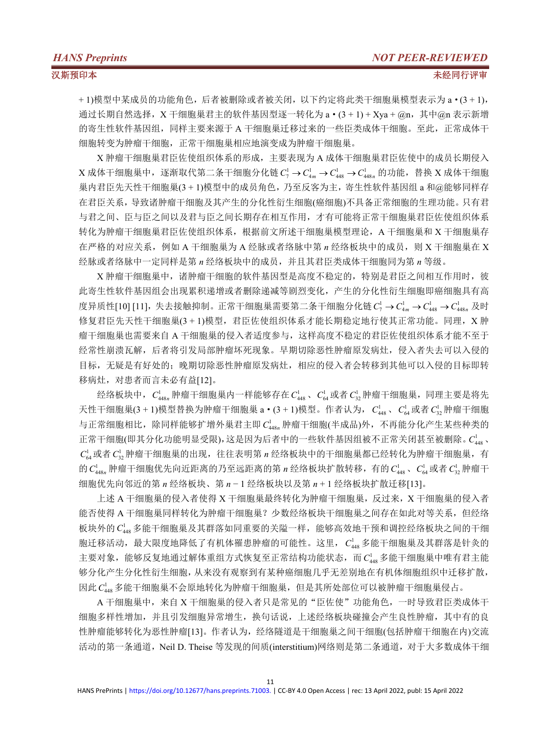+ 1)模型中某成员的功能角色，后者被删除或者被关闭，以下约定将此类干细胞巢模型表示为 a • (3 + 1)，通过长期自然选择，X 干细胞巢君主的软件基因型逐一转化为 a • (3 + 1) + Xya + @n，其中@n 表示新增的寄生性软件基因组，同样主要来源于 A 干细胞巢迁移过来的一些臣类成体干细胞。至此，正常成体干细胞转变为肿瘤干细胞，正常干细胞巢相应地演变成为肿瘤干细胞巢。

X 肿瘤干细胞巢君臣佐使组织体系的形成，主要表现为 A 成体干细胞巢君臣佐使中的成员长期侵入 X 成体干细胞巢中，逐渐取代第二条干细胞分化链 $C_7^1 \to C_{4m}^1 \to C_{448}^1 \to C_{448n}^1$ 的功能，替换 X 成体干细胞巢内君臣先天性干细胞巢(3 + 1)模型中的成员角色，乃至反客为主，寄生性软件基因组 a 和@能够同样存在君臣关系，导致诸肿瘤干细胞及其产生的分化性衍生细胞(癌细胞)不具备正常细胞的生理功能。只有君与君之间、臣与臣之间以及君与臣之间长期存在相互作用，才有可能将正常干细胞巢君臣佐使组织体系转化为肿瘤干细胞巢君臣佐使组织体系，根据前文所述干细胞巢模型理论，A 干细胞巢和 X 干细胞巢存在严格的对应关系，例如 A 干细胞巢为 A 经脉或者络脉中第 *n* 经络板块中的成员，则 X 干细胞巢在 X 经脉或者络脉中一定同样是第 *n* 经络板块中的成员，并且其君臣类成体干细胞同为第 *n* 等级。

X 肿瘤干细胞巢中，诸肿瘤干细胞的软件基因型是高度不稳定的，特别是君臣之间相互作用时，彼此寄生性软件基因组会出现累积递增或者删除递减等剧烈变化，产生的分化性衍生细胞即癌细胞具有高度异质性[10] [11]，失去接触抑制。正常干细胞巢需要第二条干细胞分化链 $C_7^1 \to C_{4m}^1 \to C_{448}^1 \to C_{448n}^1$ 及时修复君臣先天性干细胞巢(3 + 1)模型，君臣佐使组织体系才能长期稳定地行使其正常功能。同理，X 肿瘤干细胞巢也需要来自 A 干细胞巢的侵入者适度参与，这样高度不稳定的君臣佐使组织体系才能不至于经常性崩溃瓦解，后者将引发局部肿瘤坏死现象。早期切除恶性肿瘤原发病灶，侵入者失去可以入侵的目标，无疑是有好处的；晚期切除恶性肿瘤原发病灶，相应的侵入者会转移到其他可以入侵的目标即转移病灶，对患者而言未必有益[12]。

经络板块中，$C_{448n}^1$ 肿瘤干细胞巢内一样能够存在 $C_{448}^1$、$C_{64}^1$ 或者 $C_{32}^1$ 肿瘤干细胞巢，同理主要是将先天性干细胞巢(3 + 1)模型替换为肿瘤干细胞巢 a • (3 + 1)模型。作者认为，$C_{448}^1$、$C_{64}^1$ 或者 $C_{32}^1$ 肿瘤干细胞与正常细胞相比，除同样能够扩增外巢君主即 $C_{448n}^1$ 肿瘤干细胞(半成品)外，不再能分化产生某些种类的正常干细胞(即其分化功能明显受限)，这是因为后者中的一些软件基因组被不正常关闭甚至被删除。$C_{448}^1$、$C_{64}^1$ 或者 $C_{32}^1$ 肿瘤干细胞巢的出现，往往表明第 *n* 经络板块中的干细胞巢都已经转化为肿瘤干细胞巢，有的 $C_{448n}^1$ 肿瘤干细胞优先向近距离的乃至远距离的第 *n* 经络板块扩散转移，有的 $C_{448}^1$、$C_{64}^1$ 或者 $C_{32}^1$ 肿瘤干细胞优先向邻近的第 *n* 经络板块、第 *n* − 1 经络板块以及第 *n* + 1 经络板块扩散迁移[13]。

上述 A 干细胞巢的侵入者使得 X 干细胞巢最终转化为肿瘤干细胞巢，反过来，X 干细胞巢的侵入者能否使得 A 干细胞巢同样转化为肿瘤干细胞巢？少数经络板块干细胞巢之间存在如此对等关系，但经络板块外的 $C_{448}^1$ 多能干细胞巢及其群落如同重要的关隘一样，能够高效地干预和调控经络板块之间的干细胞迁移活动，最大限度地降低了有机体罹患肿瘤的可能性。这里，$C_{448}^1$ 多能干细胞巢及其群落是针灸的主要对象，能够反复地通过解体重组方式恢复至正常结构功能状态，而 $C_{448}^1$ 多能干细胞巢中唯有君主能够分化产生分化性衍生细胞，从来没有观察到有某种癌细胞几乎无差别地在有机体细胞组织中迁移扩散，因此 $C_{448}^1$ 多能干细胞巢不会原地转化为肿瘤干细胞巢，但是其所处部位可以被肿瘤干细胞巢侵占。

A 干细胞巢中，来自 X 干细胞巢的侵入者只是常见的“臣佐使”功能角色，一时导致君臣类成体干细胞多样性增加，并且引发细胞异常增生，换句话说，上述经络板块碰撞会产生良性肿瘤，其中有的良性肿瘤能够转化为恶性肿瘤[13]。作者认为，经络隧道是干细胞巢之间干细胞(包括肿瘤干细胞在内)交流活动的第一条通道，Neil D. Theise 等发现的间质(interstitium)网络则是第二条通道，对于大多数成体干细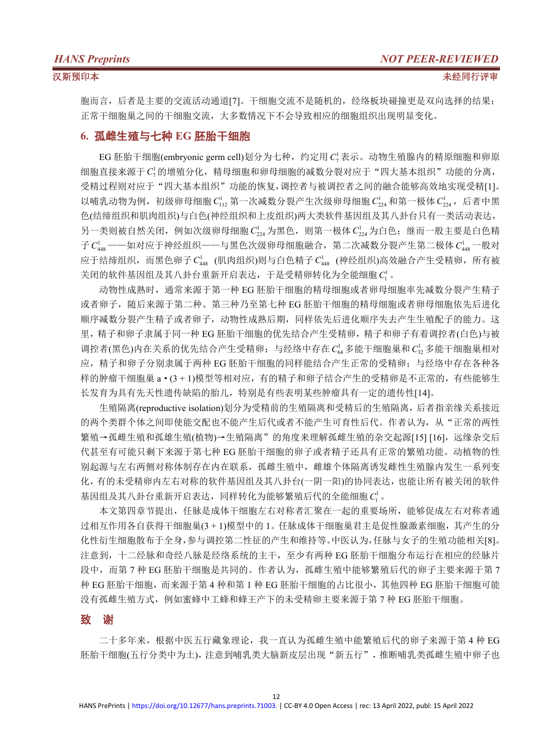胞而言，后者是主要的交流活动通道[7]。干细胞交流不是随机的，经络板块碰撞更是双向选择的结果；正常干细胞巢之间的干细胞交流，大多数情况下不会导致相应的细胞组织出现明显变化。

## 6. 孤雌生殖与七种 EG 胚胎干细胞

EG 胚胎干细胞(embryonic germ cell)划分为七种，约定用 $C_7^1$ 表示。动物生殖腺内的精原细胞和卵原细胞直接来源于 $C_7^1$ 的增殖分化，精母细胞和卵母细胞的减数分裂对应于“四大基本组织”功能的分离，受精过程则对应于“四大基本组织”功能的恢复，调控者与被调控者之间的融合能够高效地实现受精[1]。以哺乳动物为例，初级卵母细胞 $C_{112}^1$ 第一次减数分裂产生次级卵母细胞 $C_{224}^1$ 和第一极体 $C_{224}^1$，后者中黑色(结缔组织和肌肉组织)与白色(神经组织和上皮组织)两大类软件基因组及其八卦台只有一类活动表达，另一类则被自然关闭，例如次级卵母细胞 $C_{224}^1$ 为黑色，则第一极体 $C_{224}^1$ 为白色；继而一般主要是白色精子 $C_{448}^1$——如对应于神经组织——与黑色次级卵母细胞融合，第二次减数分裂产生第二极体 $C_{448}^1$ 一般对应于结缔组织，而黑色卵子 $C_{448}^1$ (肌肉组织)则与白色精子 $C_{448}^1$ (神经组织)高效融合产生受精卵，所有被关闭的软件基因组及其八卦台重新开启表达，于是受精卵转化为全能细胞 $C_1^1$。

动物性成熟时，通常来源于第一种 EG 胚胎干细胞的精母细胞或者卵母细胞率先减数分裂产生精子或者卵子，随后来源于第二种、第三种乃至第七种 EG 胚胎干细胞的精母细胞或者卵母细胞依先后进化顺序减数分裂产生精子或者卵子，动物性成熟后期，同样依先后进化顺序失去产生生殖配子的能力。这里，精子和卵子隶属于同一种 EG 胚胎干细胞的优先结合产生受精卵，精子和卵子有着调控者(白色)与被调控者(黑色)内在关系的优先结合产生受精卵；与经络中存在 $C_{64}^1$ 多能干细胞巢和 $C_{32}^1$ 多能干细胞巢相对应，精子和卵子分别隶属于两种 EG 胚胎干细胞的同样能结合产生正常的受精卵；与经络中存在各种各样的肿瘤干细胞巢 a • (3 + 1)模型等相对应，有的精子和卵子结合产生的受精卵是不正常的，有些能够生长发育为具有先天性遗传缺陷的胎儿，特别是有些表明某些肿瘤具有一定的遗传性[14]。

生殖隔离(reproductive isolation)划分为受精前的生殖隔离和受精后的生殖隔离，后者指亲缘关系接近的两个类群个体之间即使能交配也不能产生后代或者不能产生可育性后代。作者认为，从“正常的两性繁殖→孤雌生殖和孤雄生殖(植物)→生殖隔离”的角度来理解孤雌生殖的杂交起源[15] [16]，远缘杂交后代甚至有可能只剩下来源于第七种 EG 胚胎干细胞的卵子或者精子还具有正常的繁殖功能。动植物的性别起源与左右两侧对称体制存在内在联系，孤雌生殖中，雌雄个体隔离诱发雌性生殖腺内发生一系列变化，有的未受精卵内左右对称的软件基因组及其八卦台(一阴一阳)的协同表达，也能让所有被关闭的软件基因组及其八卦台重新开启表达，同样转化为能够繁殖后代的全能细胞 $C_1^1$。

本文第四章节提出，任脉是成体干细胞左右对称者汇聚在一起的重要场所，能够促成左右对称者通过相互作用各自获得干细胞巢(3 + 1)模型中的 1。任脉成体干细胞巢君主是促性腺激素细胞，其产生的分化性衍生细胞散布于全身，参与调控第二性征的产生和维持等。中医认为，任脉与女子的生殖功能相关[8]。注意到，十二经脉和奇经八脉是经络系统的主干，至少有两种 EG 胚胎干细胞分布运行在相应的经脉片段中，而第 7 种 EG 胚胎干细胞是共同的。作者认为，孤雌生殖中能够繁殖后代的卵子主要来源于第 7 种 EG 胚胎干细胞，而来源于第 4 种和第 1 种 EG 胚胎干细胞的占比很小，其他四种 EG 胚胎干细胞可能没有孤雌生殖方式，例如蜜蜂中工蜂和蜂王产下的未受精卵主要来源于第 7 种 EG 胚胎干细胞。

## 致　谢

二十多年来，根据中医五行藏象理论，我一直认为孤雌生殖中能繁殖后代的卵子来源于第 4 种 EG 胚胎干细胞(五行分类中为土)，注意到哺乳类大脑新皮层出现“新五行”，推断哺乳类孤雌生殖中卵子也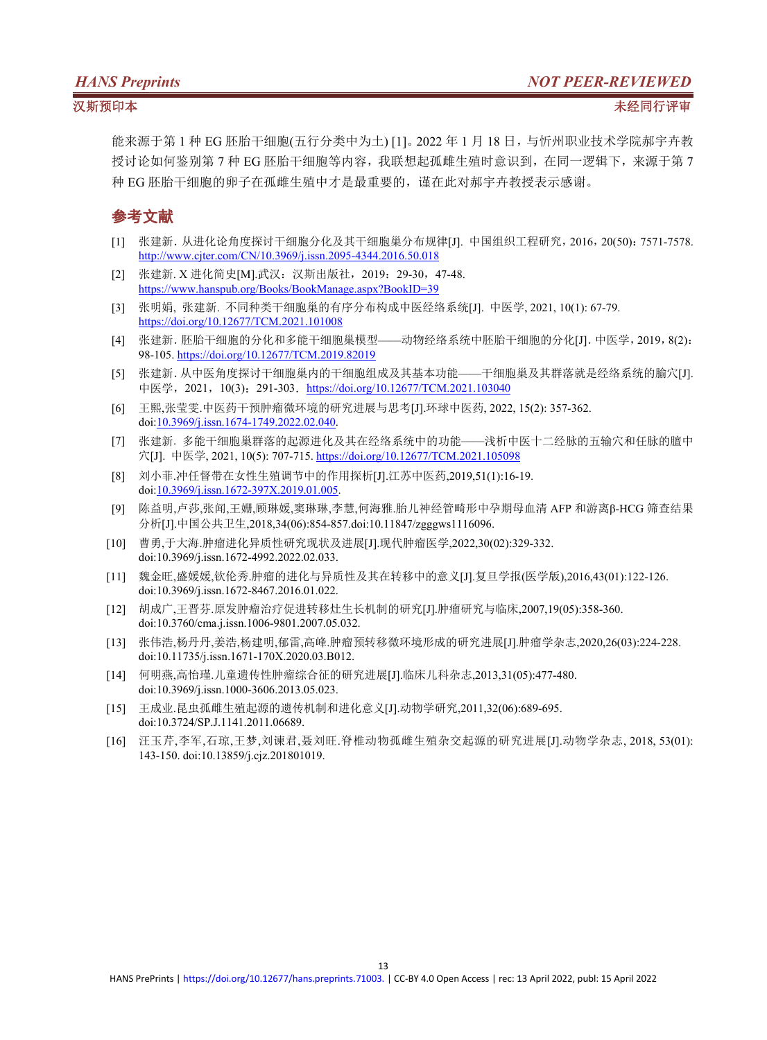能来源于第 1 种 EG 胚胎干细胞(五行分类中为土) [1]。2022 年 1 月 18 日，与忻州职业技术学院郝宇卉教授讨论如何鉴别第 7 种 EG 胚胎干细胞等内容，我联想起孤雌生殖时意识到，在同一逻辑下，来源于第 7 种 EG 胚胎干细胞的卵子在孤雌生殖中才是最重要的，谨在此对郝宇卉教授表示感谢。

## 参考文献

[1] 张建新. 从进化论角度探讨干细胞分化及其干细胞巢分布规律[J]. 中国组织工程研究，2016，20(50)：7571-7578. http://www.cjter.com/CN/10.3969/j.issn.2095-4344.2016.50.018

[2] 张建新. X 进化简史[M].武汉：汉斯出版社，2019：29-30，47-48. https://www.hanspub.org/Books/BookManage.aspx?BookID=39

[3] 张明娟, 张建新. 不同种类干细胞巢的有序分布构成中医经络系统[J]. 中医学, 2021, 10(1): 67-79. https://doi.org/10.12677/TCM.2021.101008

[4] 张建新. 胚胎干细胞的分化和多能干细胞巢模型——动物经络系统中胚胎干细胞的分化[J]. 中医学，2019，8(2)：98-105. https://doi.org/10.12677/TCM.2019.82019

[5] 张建新. 从中医角度探讨干细胞巢内的干细胞组成及其基本功能——干细胞巢及其群落就是经络系统的腧穴[J]. 中医学，2021，10(3)：291-303. https://doi.org/10.12677/TCM.2021.103040

[6] 王熙,张莹雯.中医药干预肿瘤微环境的研究进展与思考[J].环球中医药, 2022, 15(2): 357-362. doi:10.3969/j.issn.1674-1749.2022.02.040.

[7] 张建新. 多能干细胞巢群落的起源进化及其在经络系统中的功能——浅析中医十二经脉的五输穴和任脉的膻中穴[J]. 中医学, 2021, 10(5): 707-715. https://doi.org/10.12677/TCM.2021.105098

[8] 刘小菲.冲任督带在女性生殖调节中的作用探析[J].江苏中医药,2019,51(1):16-19. doi:10.3969/j.issn.1672-397X.2019.01.005.

[9] 陈益明,卢莎,张闻,王姗,顾琳媛,窦琳琳,李慧,何海雅.胎儿神经管畸形中孕期母血清 AFP 和游离β-HCG 筛查结果分析[J].中国公共卫生,2018,34(06):854-857.doi:10.11847/zgggws1116096.

[10] 曹勇,于大海.肿瘤进化异质性研究现状及进展[J].现代肿瘤医学,2022,30(02):329-332. doi:10.3969/j.issn.1672-4992.2022.02.033.

[11] 魏金旺,盛媛媛,钦伦秀.肿瘤的进化与异质性及其在转移中的意义[J].复旦学报(医学版),2016,43(01):122-126. doi:10.3969/j.issn.1672-8467.2016.01.022.

[12] 胡成广,王晋芬.原发肿瘤治疗促进转移灶生长机制的研究[J].肿瘤研究与临床,2007,19(05):358-360. doi:10.3760/cma.j.issn.1006-9801.2007.05.032.

[13] 张伟浩,杨丹丹,姜浩,杨建明,郁雷,高峰.肿瘤预转移微环境形成的研究进展[J].肿瘤学杂志,2020,26(03):224-228. doi:10.11735/j.issn.1671-170X.2020.03.B012.

[14] 何明燕,高怡瑾.儿童遗传性肿瘤综合征的研究进展[J].临床儿科杂志,2013,31(05):477-480. doi:10.3969/j.issn.1000-3606.2013.05.023.

[15] 王成业.昆虫孤雌生殖起源的遗传机制和进化意义[J].动物学研究,2011,32(06):689-695. doi:10.3724/SP.J.1141.2011.06689.

[16] 汪玉芹,李军,石琼,王梦,刘谏君,聂刘旺.脊椎动物孤雌生殖杂交起源的研究进展[J].动物学杂志, 2018, 53(01): 143-150. doi:10.13859/j.cjz.201801019.